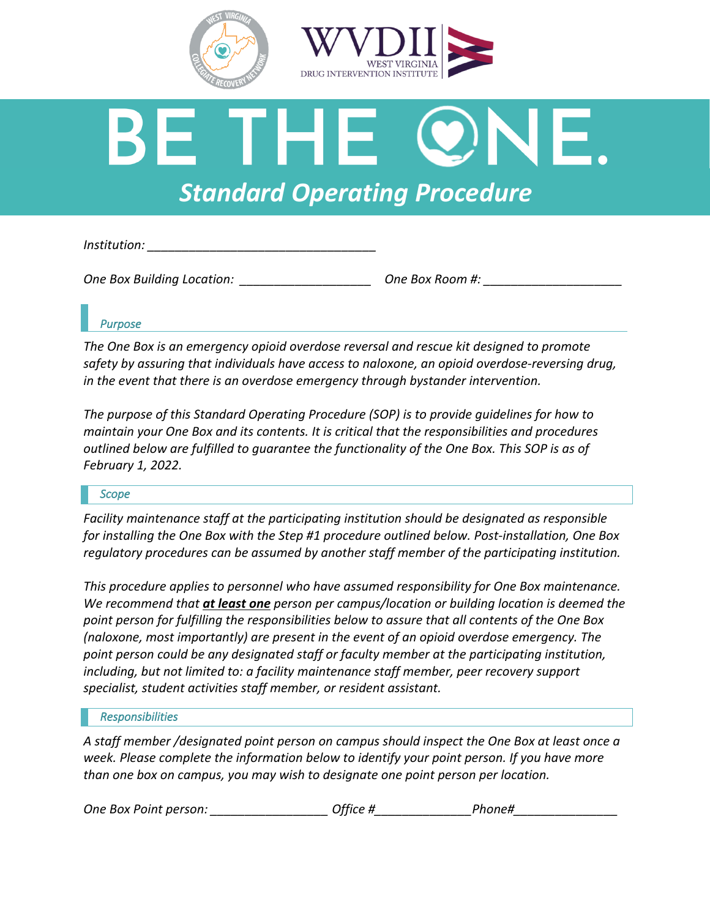# BE THE ONE.

## *Standard Operating Procedure*

*Institution: \_\_\_\_\_\_\_\_\_\_\_\_\_\_\_\_\_\_\_\_\_\_\_\_\_\_\_\_\_\_\_\_\_\_*

*One Box Building Location: \_\_\_\_\_\_\_\_\_\_\_\_\_\_\_\_\_\_\_\_* *One Box Room #: \_\_\_\_\_\_\_\_\_\_\_\_\_\_\_\_\_\_\_\_*

### *Purpose*

*The One Box is an emergency opioid overdose reversal and rescue kit designed to promote safety by assuring that individuals have access to naloxone, an opioid overdose-reversing drug, in the event that there is an overdose emergency through bystander intervention.*

*The purpose of this Standard Operating Procedure (SOP) is to provide guidelines for how to maintain your One Box and its contents. It is critical that the responsibilities and procedures outlined below are fulfilled to guarantee the functionality of the One Box. This SOP is as of February 1, 2022.*

### *Scope*

*Facility maintenance staff at the participating institution should be designated as responsible for installing the One Box with the Step #1 procedure outlined below. Post-installation, One Box regulatory procedures can be assumed by another staff member of the participating institution.*

*This procedure applies to personnel who have assumed responsibility for One Box maintenance. We recommend that **at least one** person per campus/location or building location is deemed the point person for fulfilling the responsibilities below to assure that all contents of the One Box (naloxone, most importantly) are present in the event of an opioid overdose emergency. The point person could be any designated staff or faculty member at the participating institution, including, but not limited to: a facility maintenance staff member, peer recovery support specialist, student activities staff member, or resident assistant.*

### *Responsibilities*

*A staff member /designated point person on campus should inspect the One Box at least once a week. Please complete the information below to identify your point person. If you have more than one box on campus, you may wish to designate one point person per location.*

*One Box Point person: \_\_\_\_\_\_\_\_\_\_\_\_\_\_\_\_\_\_ Office #\_\_\_\_\_\_\_\_\_\_\_\_\_\_\_Phone#\_\_\_\_\_\_\_\_\_\_\_\_\_\_\_\_*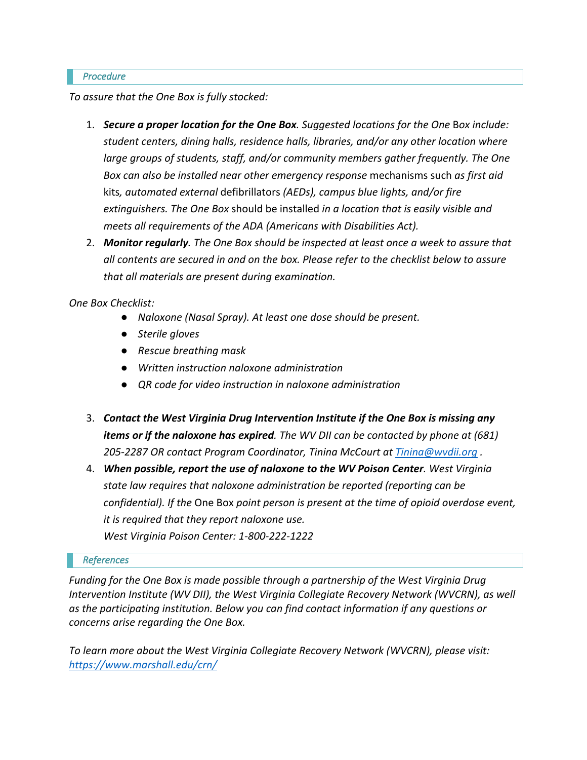## *Procedure*

*To assure that the One Box is fully stocked:*

1. ***Secure a proper location for the One Box****. Suggested locations for the One* Box *include: student centers, dining halls, residence halls, libraries, and/or any other location where large groups of students, staff, and/or community members gather frequently. The One Box can also be installed near other emergency response* mechanisms such *as first aid* kits*, automated external* defibrillators *(AEDs), campus blue lights, and/or fire extinguishers. The One Box* should be installed *in a location that is easily visible and meets all requirements of the ADA (Americans with Disabilities Act).*
2. ***Monitor regularly****. The One Box should be inspected* <u>*at least*</u> *once a week to assure that all contents are secured in and on the box. Please refer to the checklist below to assure that all materials are present during examination.*

*One Box Checklist:*

- *Naloxone (Nasal Spray). At least one dose should be present.*
- *Sterile gloves*
- *Rescue breathing mask*
- *Written instruction naloxone administration*
- *QR code for video instruction in naloxone administration*

3. ***Contact the West Virginia Drug Intervention Institute if the One Box is missing any items or if the naloxone has expired****. The WV DII can be contacted by phone at (681) 205-2287 OR contact Program Coordinator, Tinina McCourt at [Tinina@wvdii.org](mailto:Tinina@wvdii.org) .*
4. ***When possible, report the use of naloxone to the WV Poison Center****. West Virginia state law requires that naloxone administration be reported (reporting can be confidential). If the* One Box *point person is present at the time of opioid overdose event, it is required that they report naloxone use.*
   *West Virginia Poison Center: 1-800-222-1222*

## *References*

*Funding for the One Box is made possible through a partnership of the West Virginia Drug Intervention Institute (WV DII), the West Virginia Collegiate Recovery Network (WVCRN), as well as the participating institution. Below you can find contact information if any questions or concerns arise regarding the One Box.*

*To learn more about the West Virginia Collegiate Recovery Network (WVCRN), please visit:* [*https://www.marshall.edu/crn/*](https://www.marshall.edu/crn/)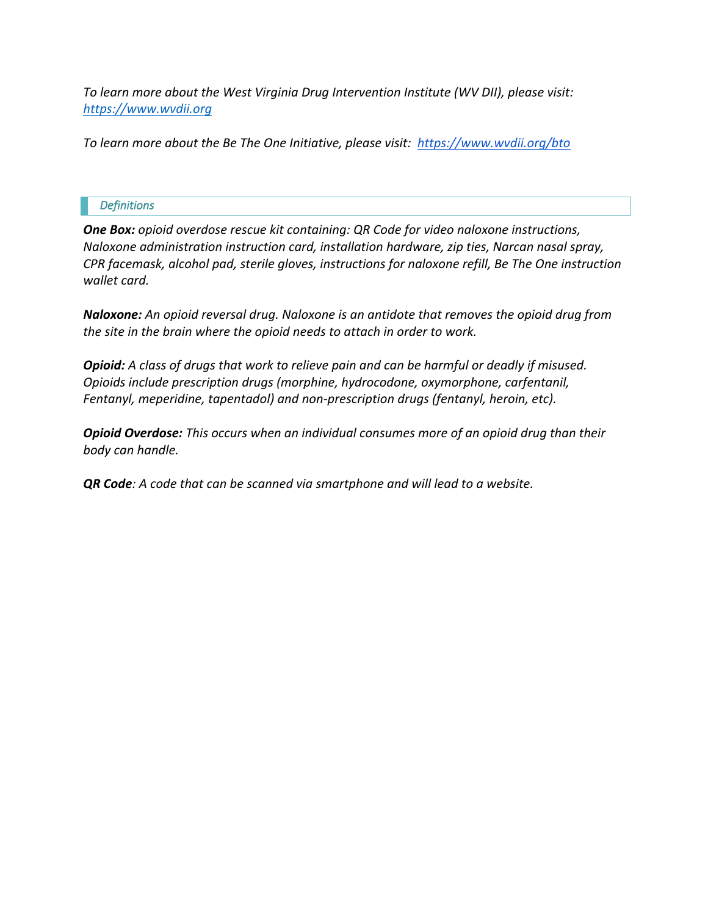*To learn more about the West Virginia Drug Intervention Institute (WV DII), please visit: [https://www.wvdii.org](https://www.wvdii.org)*

*To learn more about the Be The One Initiative, please visit: [https://www.wvdii.org/bto](https://www.wvdii.org/bto)*

## *Definitions*

***One Box:** opioid overdose rescue kit containing: QR Code for video naloxone instructions, Naloxone administration instruction card, installation hardware, zip ties, Narcan nasal spray, CPR facemask, alcohol pad, sterile gloves, instructions for naloxone refill, Be The One instruction wallet card.*

***Naloxone:** An opioid reversal drug. Naloxone is an antidote that removes the opioid drug from the site in the brain where the opioid needs to attach in order to work.*

***Opioid:** A class of drugs that work to relieve pain and can be harmful or deadly if misused. Opioids include prescription drugs (morphine, hydrocodone, oxymorphone, carfentanil, Fentanyl, meperidine, tapentadol) and non-prescription drugs (fentanyl, heroin, etc).*

***Opioid Overdose:** This occurs when an individual consumes more of an opioid drug than their body can handle.*

***QR Code**: A code that can be scanned via smartphone and will lead to a website.*